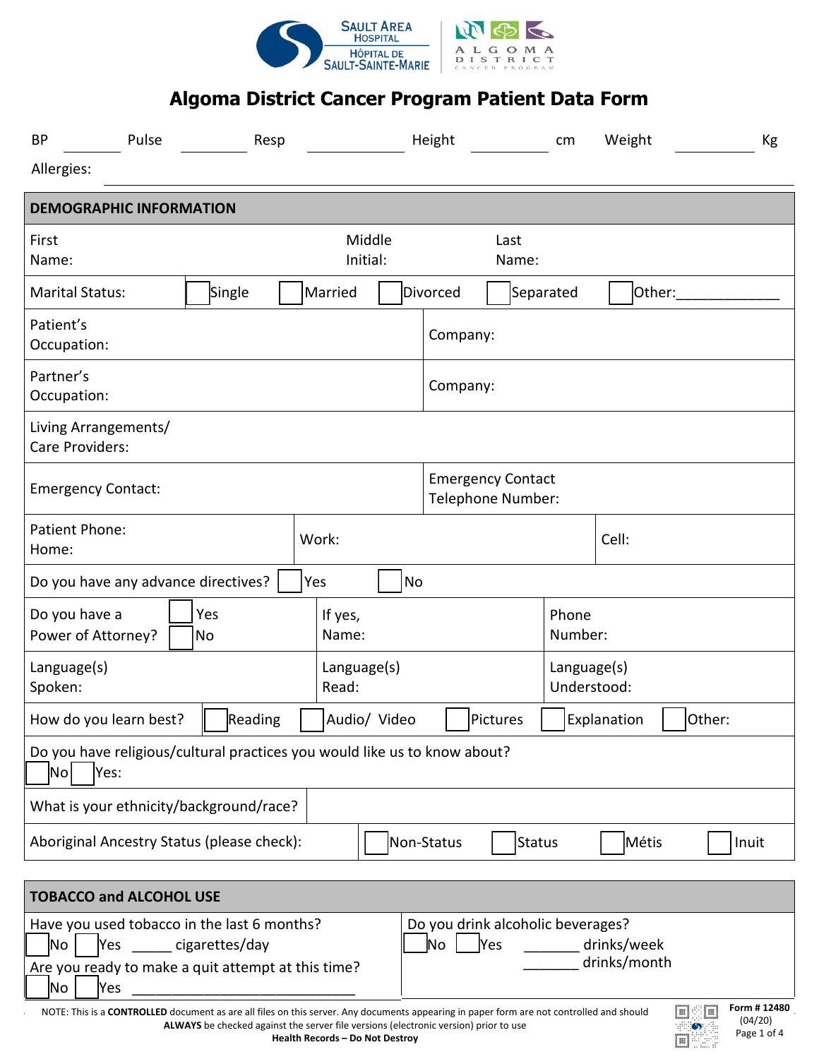# Algoma District Cancer Program Patient Data Form

BP ________ Pulse ________ Resp ________ Height ________ cm Weight ________ Kg

Allergies: ______________________________________________

| DEMOGRAPHIC INFORMATION | | | | | |
|---|---|---|---|---|---|
| First Name: | | Middle Initial: | | Last Name: | |
| Marital Status: | ☐ Single | ☐ Married | ☐ Divorced | ☐ Separated | ☐ Other:_____________ |
| Patient's Occupation: | | | Company: | | |
| Partner's Occupation: | | | Company: | | |
| Living Arrangements/ Care Providers: | | | | | |
| Emergency Contact: | | | Emergency Contact Telephone Number: | | |
| Patient Phone: Home: | | Work: | | Cell: | |
| Do you have any advance directives? | ☐ Yes | ☐ No | | | |
| Do you have a Power of Attorney? | ☐ Yes ☐ No | If yes, Name: | | Phone Number: | |
| Language(s) Spoken: | | Language(s) Read: | | Language(s) Understood: | |
| How do you learn best? | ☐ Reading | ☐ Audio/ Video | ☐ Pictures | ☐ Explanation | ☐ Other: |
| Do you have religious/cultural practices you would like us to know about? ☐ No ☐ Yes: | | | | | |
| What is your ethnicity/background/race? | | | | | |
| Aboriginal Ancestry Status (please check): | ☐ Non-Status | ☐ Status | ☐ Métis | ☐ Inuit | |

| TOBACCO and ALCOHOL USE | |
|---|---|
| Have you used tobacco in the last 6 months?<br>☐ No ☐ Yes _____ cigarettes/day<br>Are you ready to make a quit attempt at this time?<br>☐ No ☐ Yes ____________________________ | Do you drink alcoholic beverages?<br>☐ No ☐ Yes _______ drinks/week<br>_______ drinks/month |

NOTE: This is a **CONTROLLED** document as are all files on this server. Any documents appearing in paper form are not controlled and should **ALWAYS** be checked against the server file versions (electronic version) prior to use

**Health Records – Do Not Destroy**

**Form # 12480**
(04/20)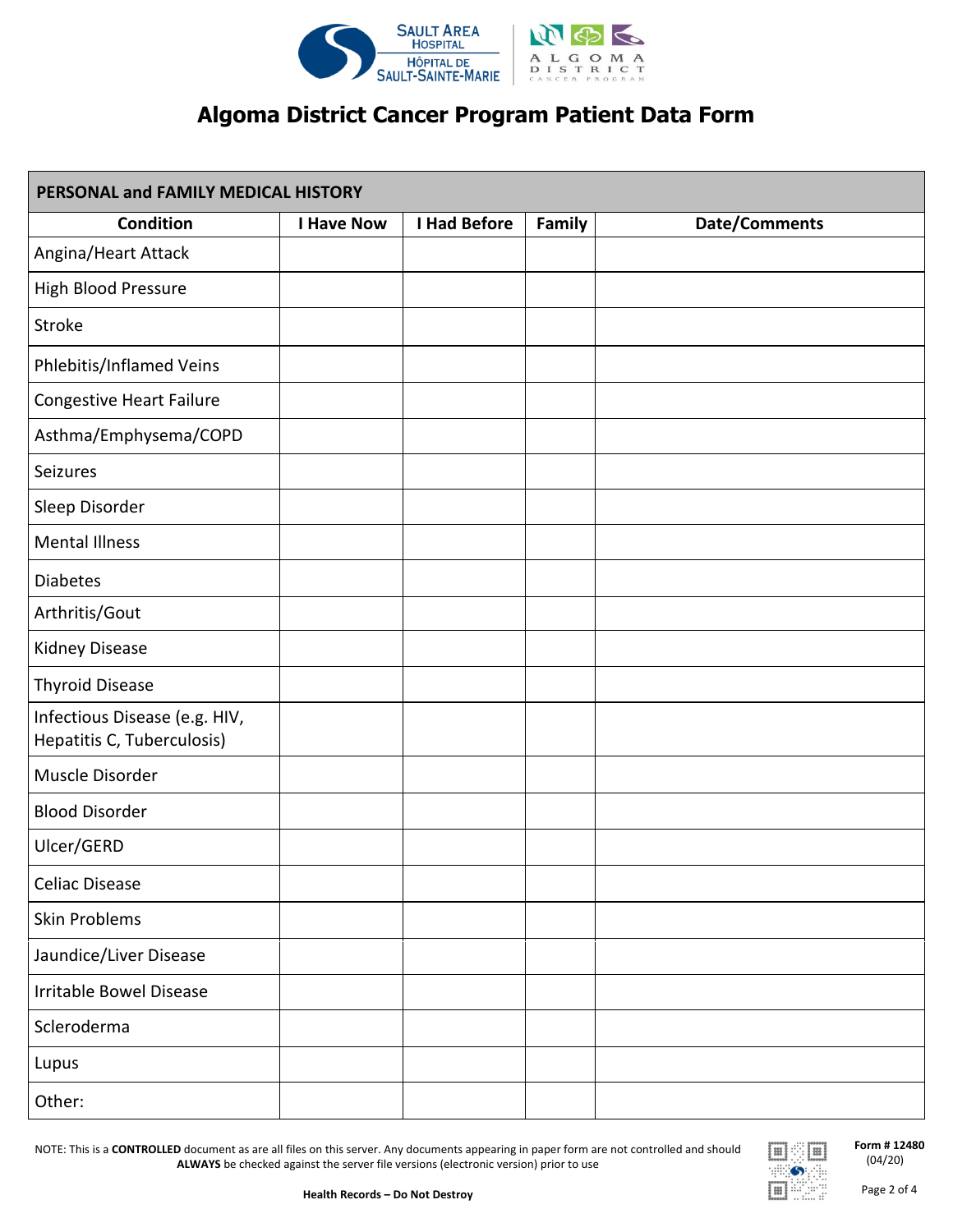# Algoma District Cancer Program Patient Data Form

| PERSONAL and FAMILY MEDICAL HISTORY | | | | |
|---|---|---|---|---|
| **Condition** | **I Have Now** | **I Had Before** | **Family** | **Date/Comments** |
| Angina/Heart Attack | | | | |
| High Blood Pressure | | | | |
| Stroke | | | | |
| Phlebitis/Inflamed Veins | | | | |
| Congestive Heart Failure | | | | |
| Asthma/Emphysema/COPD | | | | |
| Seizures | | | | |
| Sleep Disorder | | | | |
| Mental Illness | | | | |
| Diabetes | | | | |
| Arthritis/Gout | | | | |
| Kidney Disease | | | | |
| Thyroid Disease | | | | |
| Infectious Disease (e.g. HIV, Hepatitis C, Tuberculosis) | | | | |
| Muscle Disorder | | | | |
| Blood Disorder | | | | |
| Ulcer/GERD | | | | |
| Celiac Disease | | | | |
| Skin Problems | | | | |
| Jaundice/Liver Disease | | | | |
| Irritable Bowel Disease | | | | |
| Scleroderma | | | | |
| Lupus | | | | |
| Other: | | | | |

NOTE: This is a **CONTROLLED** document as are all files on this server. Any documents appearing in paper form are not controlled and should **ALWAYS** be checked against the server file versions (electronic version) prior to use

**Health Records – Do Not Destroy**

**Form # 12480** (04/20)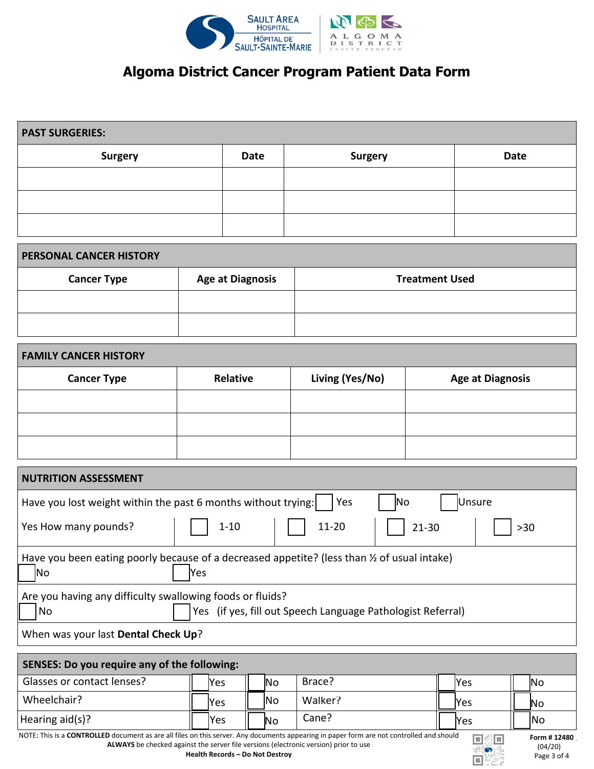# Algoma District Cancer Program Patient Data Form

| PAST SURGERIES: | | | |
|---|---|---|---|
| **Surgery** | **Date** | **Surgery** | **Date** |
| | | | |
| | | | |
| | | | |

| PERSONAL CANCER HISTORY | | |
|---|---|---|
| **Cancer Type** | **Age at Diagnosis** | **Treatment Used** |
| | | |
| | | |

| FAMILY CANCER HISTORY | | | |
|---|---|---|---|
| **Cancer Type** | **Relative** | **Living (Yes/No)** | **Age at Diagnosis** |
| | | | |
| | | | |
| | | | |

## NUTRITION ASSESSMENT

Have you lost weight within the past 6 months without trying: ☐ Yes ☐ No ☐ Unsure

| Yes How many pounds? | ☐ 1-10 | ☐ 11-20 | ☐ 21-30 | ☐ >30 |
|---|---|---|---|---|

Have you been eating poorly because of a decreased appetite? (less than ½ of usual intake)
☐ No ☐ Yes

Are you having any difficulty swallowing foods or fluids?
☐ No ☐ Yes (if yes, fill out Speech Language Pathologist Referral)

When was your last **Dental Check Up**?

## SENSES: Do you require any of the following:

| | | | | | |
|---|---|---|---|---|---|
| Glasses or contact lenses? | ☐ Yes | ☐ No | Brace? | ☐ Yes | ☐ No |
| Wheelchair? | ☐ Yes | ☐ No | Walker? | ☐ Yes | ☐ No |
| Hearing aid(s)? | ☐ Yes | ☐ No | Cane? | ☐ Yes | ☐ No |

NOTE: This is a **CONTROLLED** document as are all files on this server. Any documents appearing in paper form are not controlled and should **ALWAYS** be checked against the server file versions (electronic version) prior to use

**Health Records – Do Not Destroy**

**Form # 12480**
(04/20)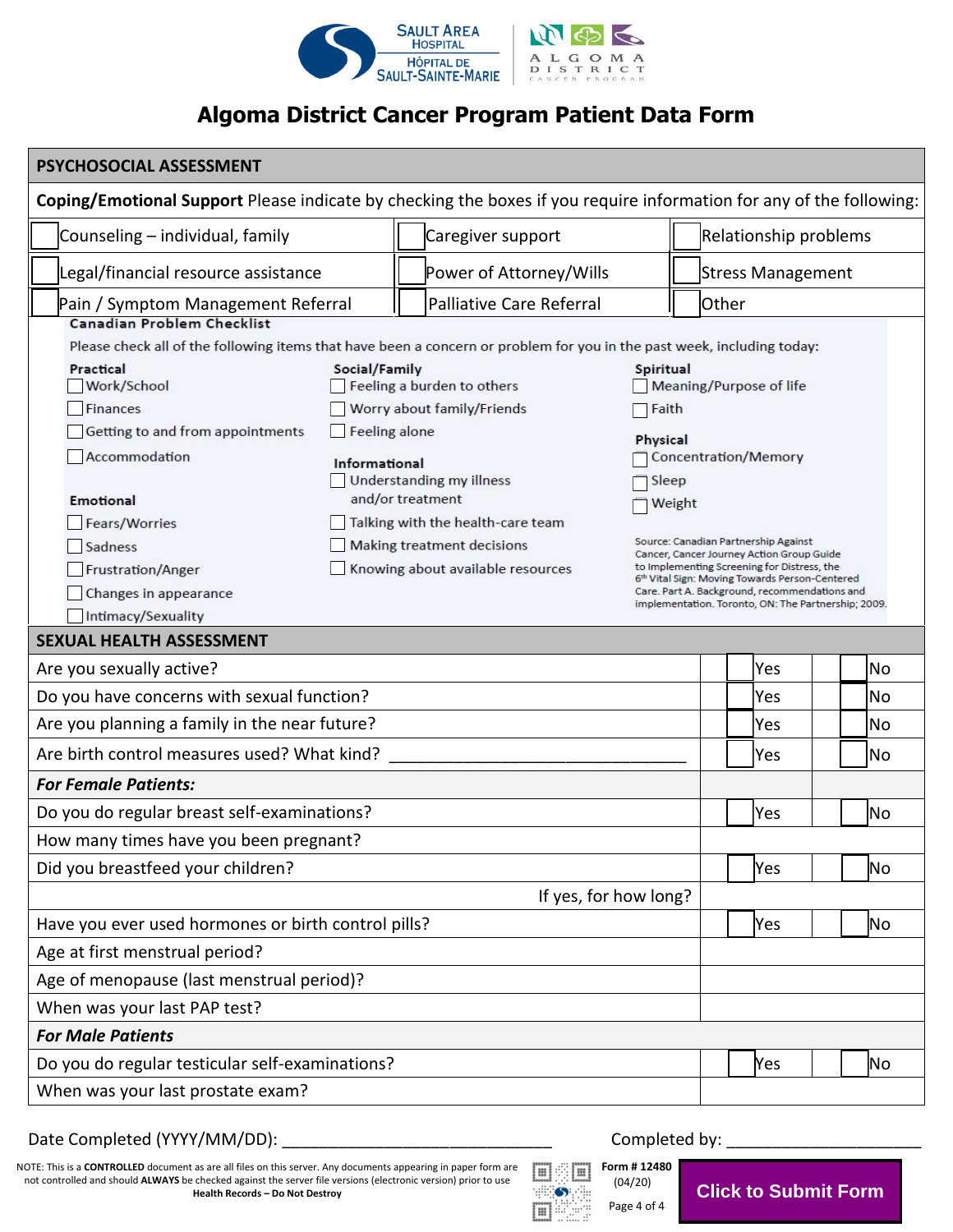# Algoma District Cancer Program Patient Data Form

## PSYCHOSOCIAL ASSESSMENT

**Coping/Emotional Support** Please indicate by checking the boxes if you require information for any of the following:

| | | |
|---|---|---|
| ☐ Counseling – individual, family | ☐ Caregiver support | ☐ Relationship problems |
| ☐ Legal/financial resource assistance | ☐ Power of Attorney/Wills | ☐ Stress Management |
| ☐ Pain / Symptom Management Referral | ☐ Palliative Care Referral | ☐ Other |

**Canadian Problem Checklist**

Please check all of the following items that have been a concern or problem for you in the past week, including today:

**Practical**
- ☐ Work/School
- ☐ Finances
- ☐ Getting to and from appointments
- ☐ Accommodation

**Emotional**
- ☐ Fears/Worries
- ☐ Sadness
- ☐ Frustration/Anger
- ☐ Changes in appearance
- ☐ Intimacy/Sexuality

**Social/Family**
- ☐ Feeling a burden to others
- ☐ Worry about family/Friends
- ☐ Feeling alone

**Informational**
- ☐ Understanding my illness and/or treatment
- ☐ Talking with the health-care team
- ☐ Making treatment decisions
- ☐ Knowing about available resources

**Spiritual**
- ☐ Meaning/Purpose of life
- ☐ Faith

**Physical**
- ☐ Concentration/Memory
- ☐ Sleep
- ☐ Weight

Source: Canadian Partnership Against Cancer, Cancer Journey Action Group Guide to Implementing Screening for Distress, the 6th Vital Sign: Moving Towards Person-Centered Care. Part A. Background, recommendations and implementation. Toronto, ON: The Partnership; 2009.

## SEXUAL HEALTH ASSESSMENT

| | | |
|---|---|---|
| Are you sexually active? | ☐ Yes | ☐ No |
| Do you have concerns with sexual function? | ☐ Yes | ☐ No |
| Are you planning a family in the near future? | ☐ Yes | ☐ No |
| Are birth control measures used? What kind? ________________________________ | ☐ Yes | ☐ No |
| ***For Female Patients:*** | | |
| Do you do regular breast self-examinations? | ☐ Yes | ☐ No |
| How many times have you been pregnant? | | |
| Did you breastfeed your children? | ☐ Yes | ☐ No |
| If yes, for how long? | | |
| Have you ever used hormones or birth control pills? | ☐ Yes | ☐ No |
| Age at first menstrual period? | | |
| Age of menopause (last menstrual period)? | | |
| When was your last PAP test? | | |
| ***For Male Patients*** | | |
| Do you do regular testicular self-examinations? | ☐ Yes | ☐ No |
| When was your last prostate exam? | | |

Date Completed (YYYY/MM/DD): ____________________________ Completed by: ____________________

NOTE: This is a **CONTROLLED** document as are all files on this server. Any documents appearing in paper form are not controlled and should **ALWAYS** be checked against the server file versions (electronic version) prior to use
**Health Records – Do Not Destroy**

**Form # 12480**
(04/20)

**Click to Submit Form**